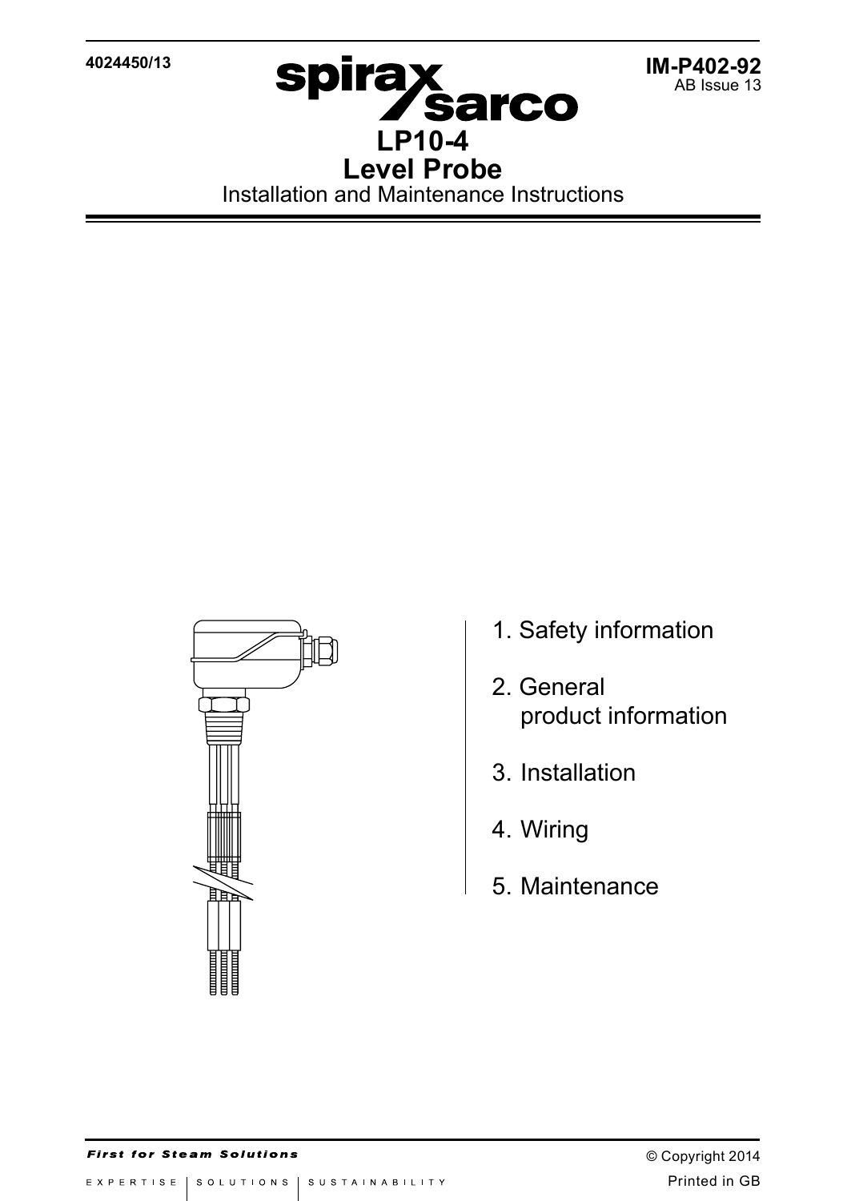4024450/13

**IM-P402-92**
AB Issue 13

spirax sarco

# LP10-4
# Level Probe

Installation and Maintenance Instructions

1. Safety information

2. General product information

3. Installation

4. Wiring

5. Maintenance

*First for Steam Solutions*

© Copyright 2014

EXPERTISE | SOLUTIONS | SUSTAINABILITY

Printed in GB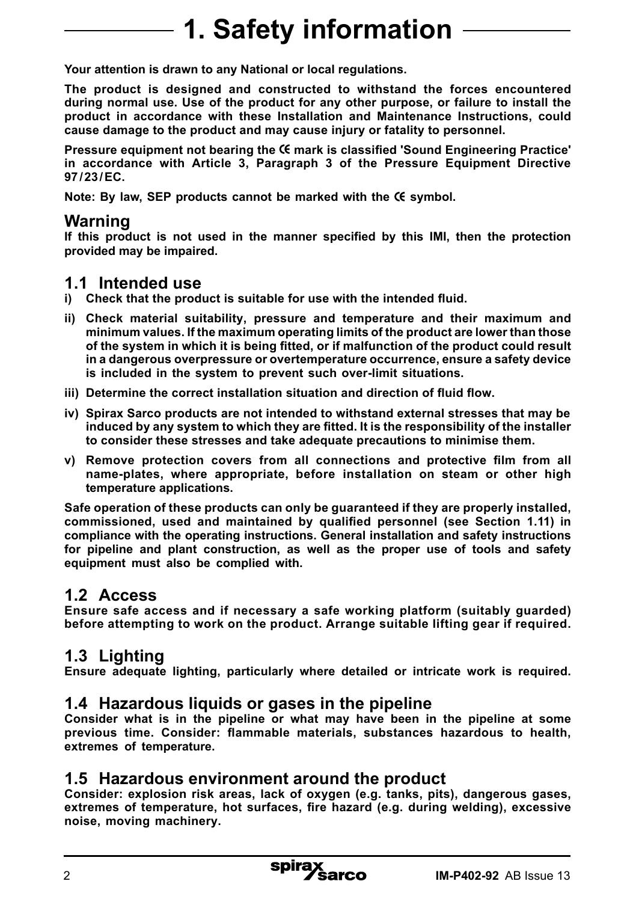# 1. Safety information

**Your attention is drawn to any National or local regulations.**

**The product is designed and constructed to withstand the forces encountered during normal use. Use of the product for any other purpose, or failure to install the product in accordance with these Installation and Maintenance Instructions, could cause damage to the product and may cause injury or fatality to personnel.**

**Pressure equipment not bearing the CE mark is classified 'Sound Engineering Practice' in accordance with Article 3, Paragraph 3 of the Pressure Equipment Directive 97/23/EC.**

**Note: By law, SEP products cannot be marked with the CE symbol.**

## Warning

**If this product is not used in the manner specified by this IMI, then the protection provided may be impaired.**

## 1.1 Intended use

**i) Check that the product is suitable for use with the intended fluid.**

**ii) Check material suitability, pressure and temperature and their maximum and minimum values. If the maximum operating limits of the product are lower than those of the system in which it is being fitted, or if malfunction of the product could result in a dangerous overpressure or overtemperature occurrence, ensure a safety device is included in the system to prevent such over-limit situations.**

**iii) Determine the correct installation situation and direction of fluid flow.**

**iv) Spirax Sarco products are not intended to withstand external stresses that may be induced by any system to which they are fitted. It is the responsibility of the installer to consider these stresses and take adequate precautions to minimise them.**

**v) Remove protection covers from all connections and protective film from all name-plates, where appropriate, before installation on steam or other high temperature applications.**

**Safe operation of these products can only be guaranteed if they are properly installed, commissioned, used and maintained by qualified personnel (see Section 1.11) in compliance with the operating instructions. General installation and safety instructions for pipeline and plant construction, as well as the proper use of tools and safety equipment must also be complied with.**

## 1.2 Access

**Ensure safe access and if necessary a safe working platform (suitably guarded) before attempting to work on the product. Arrange suitable lifting gear if required.**

## 1.3 Lighting

**Ensure adequate lighting, particularly where detailed or intricate work is required.**

## 1.4 Hazardous liquids or gases in the pipeline

**Consider what is in the pipeline or what may have been in the pipeline at some previous time. Consider: flammable materials, substances hazardous to health, extremes of temperature.**

## 1.5 Hazardous environment around the product

**Consider: explosion risk areas, lack of oxygen (e.g. tanks, pits), dangerous gases, extremes of temperature, hot surfaces, fire hazard (e.g. during welding), excessive noise, moving machinery.**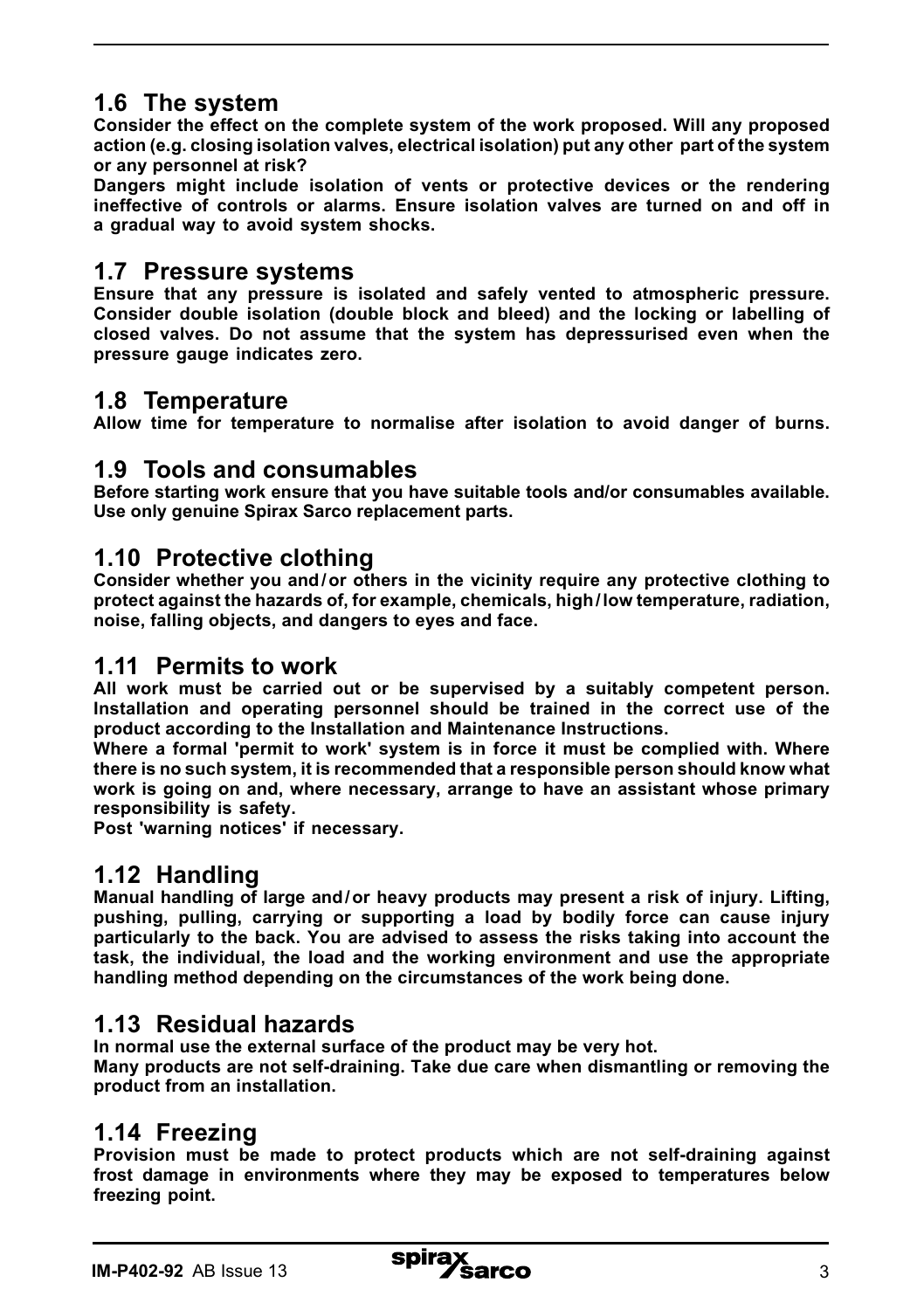## 1.6 The system

**Consider the effect on the complete system of the work proposed. Will any proposed action (e.g. closing isolation valves, electrical isolation) put any other part of the system or any personnel at risk?**

**Dangers might include isolation of vents or protective devices or the rendering ineffective of controls or alarms. Ensure isolation valves are turned on and off in a gradual way to avoid system shocks.**

## 1.7 Pressure systems

**Ensure that any pressure is isolated and safely vented to atmospheric pressure. Consider double isolation (double block and bleed) and the locking or labelling of closed valves. Do not assume that the system has depressurised even when the pressure gauge indicates zero.**

## 1.8 Temperature

**Allow time for temperature to normalise after isolation to avoid danger of burns.**

## 1.9 Tools and consumables

**Before starting work ensure that you have suitable tools and/or consumables available. Use only genuine Spirax Sarco replacement parts.**

## 1.10 Protective clothing

**Consider whether you and/or others in the vicinity require any protective clothing to protect against the hazards of, for example, chemicals, high/low temperature, radiation, noise, falling objects, and dangers to eyes and face.**

## 1.11 Permits to work

**All work must be carried out or be supervised by a suitably competent person. Installation and operating personnel should be trained in the correct use of the product according to the Installation and Maintenance Instructions.**

**Where a formal 'permit to work' system is in force it must be complied with. Where there is no such system, it is recommended that a responsible person should know what work is going on and, where necessary, arrange to have an assistant whose primary responsibility is safety.**

**Post 'warning notices' if necessary.**

## 1.12 Handling

**Manual handling of large and/or heavy products may present a risk of injury. Lifting, pushing, pulling, carrying or supporting a load by bodily force can cause injury particularly to the back. You are advised to assess the risks taking into account the task, the individual, the load and the working environment and use the appropriate handling method depending on the circumstances of the work being done.**

## 1.13 Residual hazards

**In normal use the external surface of the product may be very hot.**

**Many products are not self-draining. Take due care when dismantling or removing the product from an installation.**

## 1.14 Freezing

**Provision must be made to protect products which are not self-draining against frost damage in environments where they may be exposed to temperatures below freezing point.**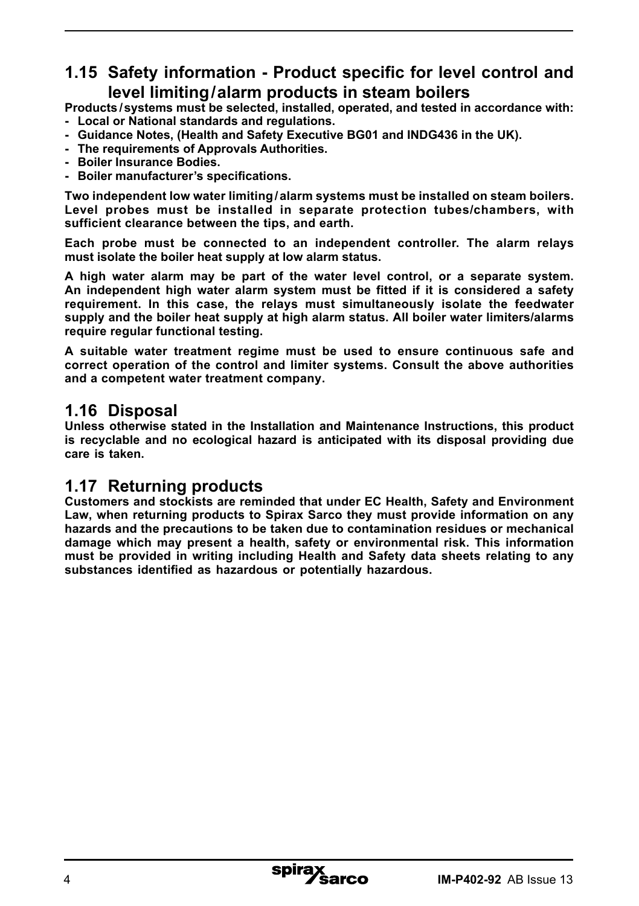## 1.15 Safety information - Product specific for level control and level limiting/alarm products in steam boilers

**Products/systems must be selected, installed, operated, and tested in accordance with:**

- **Local or National standards and regulations.**
- **Guidance Notes, (Health and Safety Executive BG01 and INDG436 in the UK).**
- **The requirements of Approvals Authorities.**
- **Boiler Insurance Bodies.**
- **Boiler manufacturer's specifications.**

**Two independent low water limiting/alarm systems must be installed on steam boilers. Level probes must be installed in separate protection tubes/chambers, with sufficient clearance between the tips, and earth.**

**Each probe must be connected to an independent controller. The alarm relays must isolate the boiler heat supply at low alarm status.**

**A high water alarm may be part of the water level control, or a separate system. An independent high water alarm system must be fitted if it is considered a safety requirement. In this case, the relays must simultaneously isolate the feedwater supply and the boiler heat supply at high alarm status. All boiler water limiters/alarms require regular functional testing.**

**A suitable water treatment regime must be used to ensure continuous safe and correct operation of the control and limiter systems. Consult the above authorities and a competent water treatment company.**

## 1.16 Disposal

**Unless otherwise stated in the Installation and Maintenance Instructions, this product is recyclable and no ecological hazard is anticipated with its disposal providing due care is taken.**

## 1.17 Returning products

**Customers and stockists are reminded that under EC Health, Safety and Environment Law, when returning products to Spirax Sarco they must provide information on any hazards and the precautions to be taken due to contamination residues or mechanical damage which may present a health, safety or environmental risk. This information must be provided in writing including Health and Safety data sheets relating to any substances identified as hazardous or potentially hazardous.**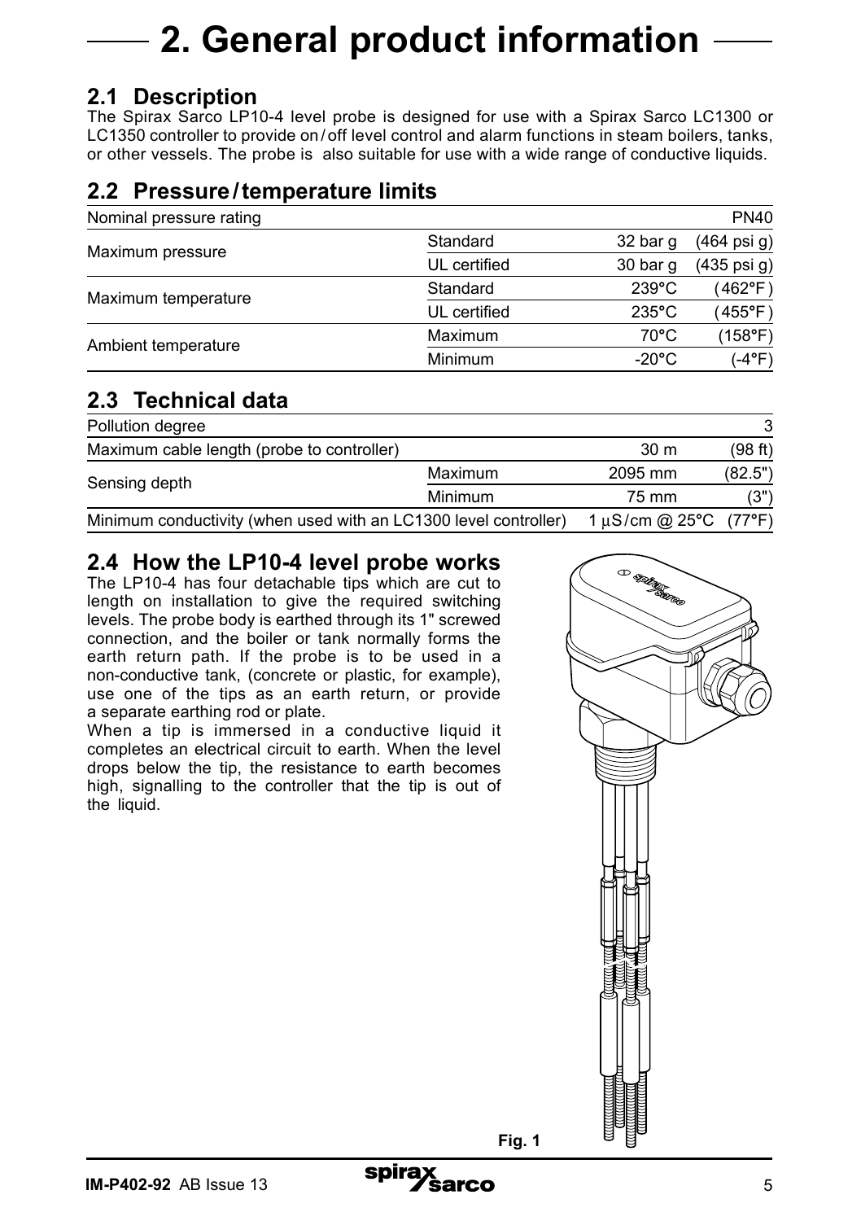# 2. General product information

## 2.1 Description

The Spirax Sarco LP10-4 level probe is designed for use with a Spirax Sarco LC1300 or LC1350 controller to provide on/off level control and alarm functions in steam boilers, tanks, or other vessels. The probe is also suitable for use with a wide range of conductive liquids.

## 2.2 Pressure/temperature limits

| Nominal pressure rating | | | PN40 |
|---|---|---|---|
| Maximum pressure | Standard | 32 bar g | (464 psi g) |
| | UL certified | 30 bar g | (435 psi g) |
| Maximum temperature | Standard | 239°C | (462°F) |
| | UL certified | 235°C | (455°F) |
| Ambient temperature | Maximum | 70°C | (158°F) |
| | Minimum | -20°C | (-4°F) |

## 2.3 Technical data

| Pollution degree | | | 3 |
|---|---|---|---|
| Maximum cable length (probe to controller) | | 30 m | (98 ft) |
| Sensing depth | Maximum | 2095 mm | (82.5") |
| | Minimum | 75 mm | (3") |
| Minimum conductivity (when used with an LC1300 level controller) | | 1 μS/cm @ 25°C | (77°F) |

## 2.4 How the LP10-4 level probe works

The LP10-4 has four detachable tips which are cut to length on installation to give the required switching levels. The probe body is earthed through its 1" screwed connection, and the boiler or tank normally forms the earth return path. If the probe is to be used in a non-conductive tank, (concrete or plastic, for example), use one of the tips as an earth return, or provide a separate earthing rod or plate.

When a tip is immersed in a conductive liquid it completes an electrical circuit to earth. When the level drops below the tip, the resistance to earth becomes high, signalling to the controller that the tip is out of the liquid.

Fig. 1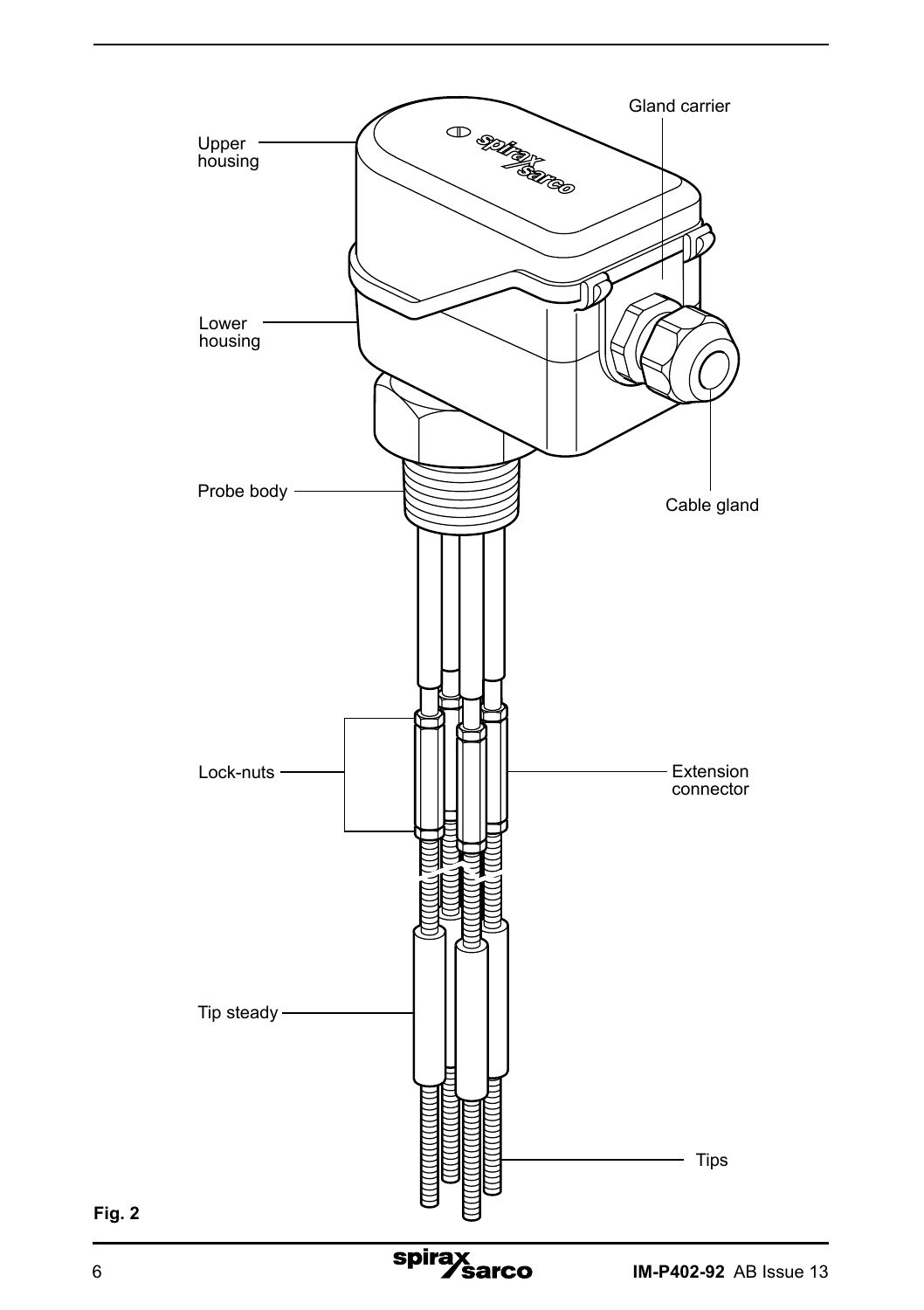Upper housing

Gland carrier

Lower housing

Probe body

Cable gland

Lock-nuts

Extension connector

Tip steady

Tips

**Fig. 2**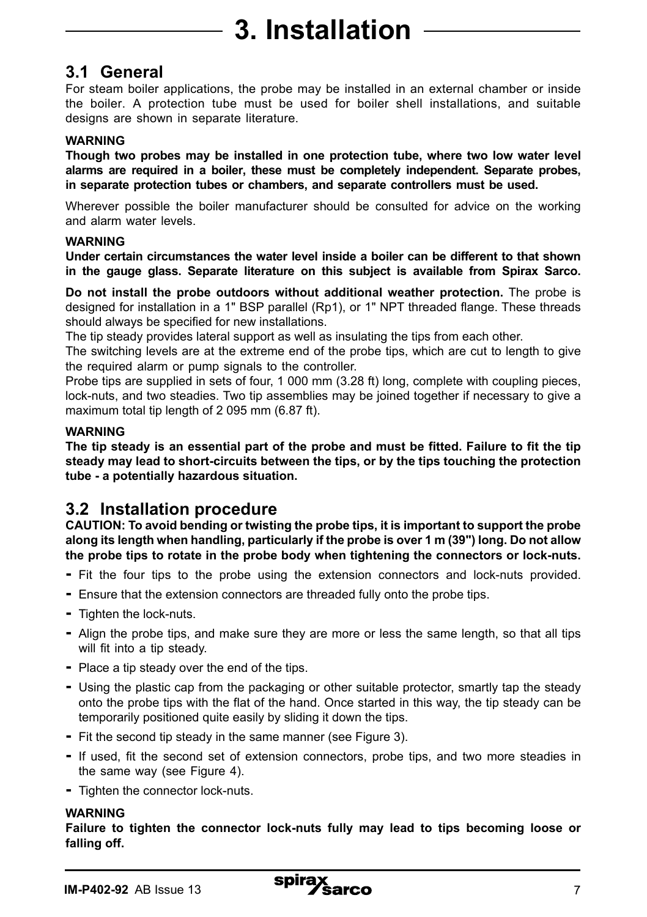# 3. Installation

## 3.1 General

For steam boiler applications, the probe may be installed in an external chamber or inside the boiler. A protection tube must be used for boiler shell installations, and suitable designs are shown in separate literature.

**WARNING**

**Though two probes may be installed in one protection tube, where two low water level alarms are required in a boiler, these must be completely independent. Separate probes, in separate protection tubes or chambers, and separate controllers must be used.**

Wherever possible the boiler manufacturer should be consulted for advice on the working and alarm water levels.

**WARNING**

**Under certain circumstances the water level inside a boiler can be different to that shown in the gauge glass. Separate literature on this subject is available from Spirax Sarco.**

**Do not install the probe outdoors without additional weather protection.** The probe is designed for installation in a 1" BSP parallel (Rp1), or 1" NPT threaded flange. These threads should always be specified for new installations.

The tip steady provides lateral support as well as insulating the tips from each other.

The switching levels are at the extreme end of the probe tips, which are cut to length to give the required alarm or pump signals to the controller.

Probe tips are supplied in sets of four, 1 000 mm (3.28 ft) long, complete with coupling pieces, lock-nuts, and two steadies. Two tip assemblies may be joined together if necessary to give a maximum total tip length of 2 095 mm (6.87 ft).

**WARNING**

**The tip steady is an essential part of the probe and must be fitted. Failure to fit the tip steady may lead to short-circuits between the tips, or by the tips touching the protection tube - a potentially hazardous situation.**

## 3.2 Installation procedure

**CAUTION: To avoid bending or twisting the probe tips, it is important to support the probe along its length when handling, particularly if the probe is over 1 m (39") long. Do not allow the probe tips to rotate in the probe body when tightening the connectors or lock-nuts.**

- Fit the four tips to the probe using the extension connectors and lock-nuts provided.
- Ensure that the extension connectors are threaded fully onto the probe tips.
- Tighten the lock-nuts.
- Align the probe tips, and make sure they are more or less the same length, so that all tips will fit into a tip steady.
- Place a tip steady over the end of the tips.
- Using the plastic cap from the packaging or other suitable protector, smartly tap the steady onto the probe tips with the flat of the hand. Once started in this way, the tip steady can be temporarily positioned quite easily by sliding it down the tips.
- Fit the second tip steady in the same manner (see Figure 3).
- If used, fit the second set of extension connectors, probe tips, and two more steadies in the same way (see Figure 4).
- Tighten the connector lock-nuts.

**WARNING**

**Failure to tighten the connector lock-nuts fully may lead to tips becoming loose or falling off.**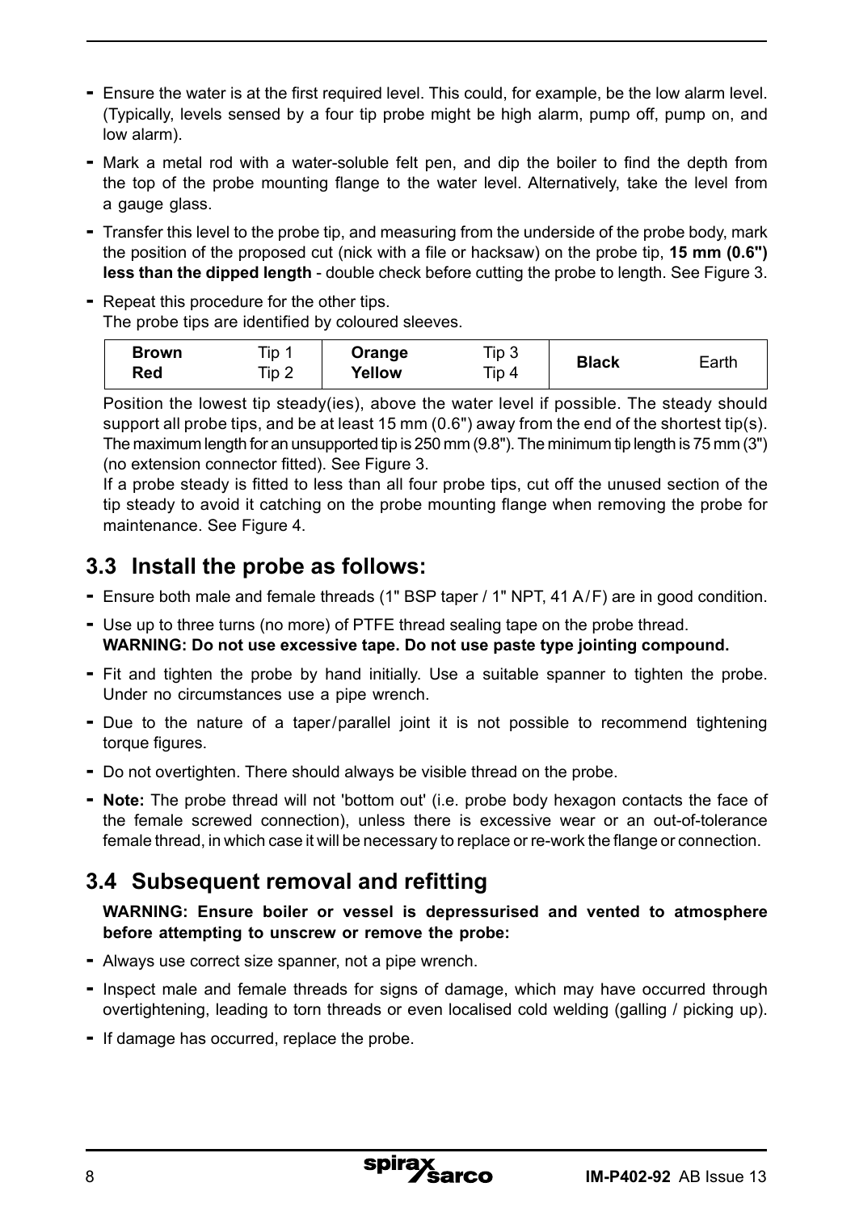- Ensure the water is at the first required level. This could, for example, be the low alarm level. (Typically, levels sensed by a four tip probe might be high alarm, pump off, pump on, and low alarm).
- Mark a metal rod with a water-soluble felt pen, and dip the boiler to find the depth from the top of the probe mounting flange to the water level. Alternatively, take the level from a gauge glass.
- Transfer this level to the probe tip, and measuring from the underside of the probe body, mark the position of the proposed cut (nick with a file or hacksaw) on the probe tip, **15 mm (0.6") less than the dipped length** - double check before cutting the probe to length. See Figure 3.
- Repeat this procedure for the other tips.
  The probe tips are identified by coloured sleeves.

| **Brown**<br>**Red** | Tip 1<br>Tip 2 | **Orange**<br>**Yellow** | Tip 3<br>Tip 4 | **Black** | Earth |
|---|---|---|---|---|---|

Position the lowest tip steady(ies), above the water level if possible. The steady should support all probe tips, and be at least 15 mm (0.6") away from the end of the shortest tip(s). The maximum length for an unsupported tip is 250 mm (9.8"). The minimum tip length is 75 mm (3") (no extension connector fitted). See Figure 3.

If a probe steady is fitted to less than all four probe tips, cut off the unused section of the tip steady to avoid it catching on the probe mounting flange when removing the probe for maintenance. See Figure 4.

## 3.3 Install the probe as follows:

- Ensure both male and female threads (1" BSP taper / 1" NPT, 41 A/F) are in good condition.
- Use up to three turns (no more) of PTFE thread sealing tape on the probe thread.
  **WARNING: Do not use excessive tape. Do not use paste type jointing compound.**
- Fit and tighten the probe by hand initially. Use a suitable spanner to tighten the probe. Under no circumstances use a pipe wrench.
- Due to the nature of a taper/parallel joint it is not possible to recommend tightening torque figures.
- Do not overtighten. There should always be visible thread on the probe.
- **Note:** The probe thread will not 'bottom out' (i.e. probe body hexagon contacts the face of the female screwed connection), unless there is excessive wear or an out-of-tolerance female thread, in which case it will be necessary to replace or re-work the flange or connection.

## 3.4 Subsequent removal and refitting

**WARNING: Ensure boiler or vessel is depressurised and vented to atmosphere before attempting to unscrew or remove the probe:**

- Always use correct size spanner, not a pipe wrench.
- Inspect male and female threads for signs of damage, which may have occurred through overtightening, leading to torn threads or even localised cold welding (galling / picking up).
- If damage has occurred, replace the probe.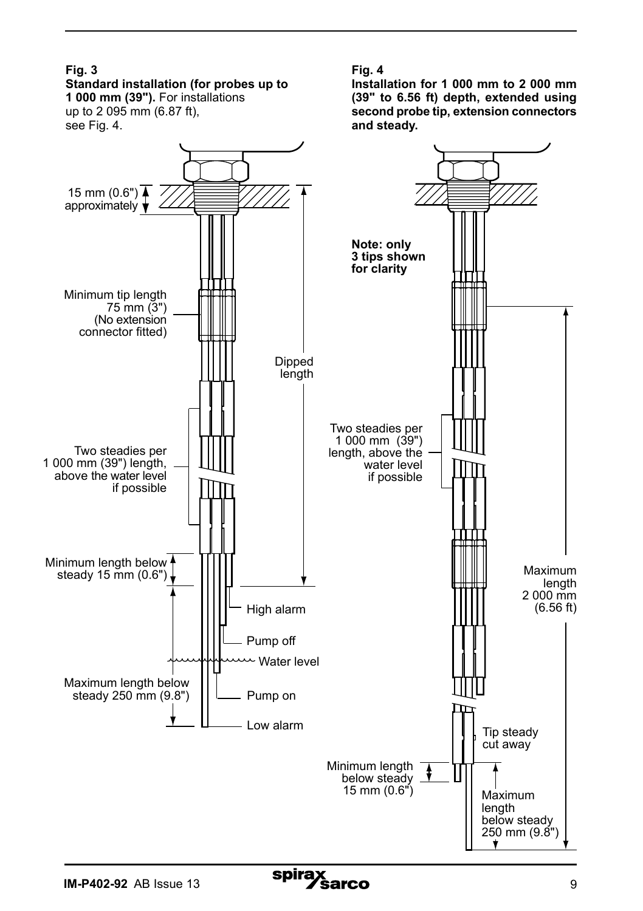**Fig. 3**
**Standard installation (for probes up to 1 000 mm (39")).** For installations up to 2 095 mm (6.87 ft), see Fig. 4.

15 mm (0.6") approximately

Minimum tip length 75 mm (3") (No extension connector fitted)

Dipped length

Two steadies per 1 000 mm (39") length, above the water level if possible

Minimum length below steady 15 mm (0.6")

High alarm

Pump off

Water level

Maximum length below steady 250 mm (9.8")

Pump on

Low alarm

**Fig. 4**
**Installation for 1 000 mm to 2 000 mm (39" to 6.56 ft) depth, extended using second probe tip, extension connectors and steady.**

**Note: only 3 tips shown for clarity**

Two steadies per 1 000 mm (39") length, above the water level if possible

Maximum length 2 000 mm (6.56 ft)

Tip steady cut away

Minimum length below steady 15 mm (0.6")

Maximum length below steady 250 mm (9.8")

**IM-P402-92** AB Issue 13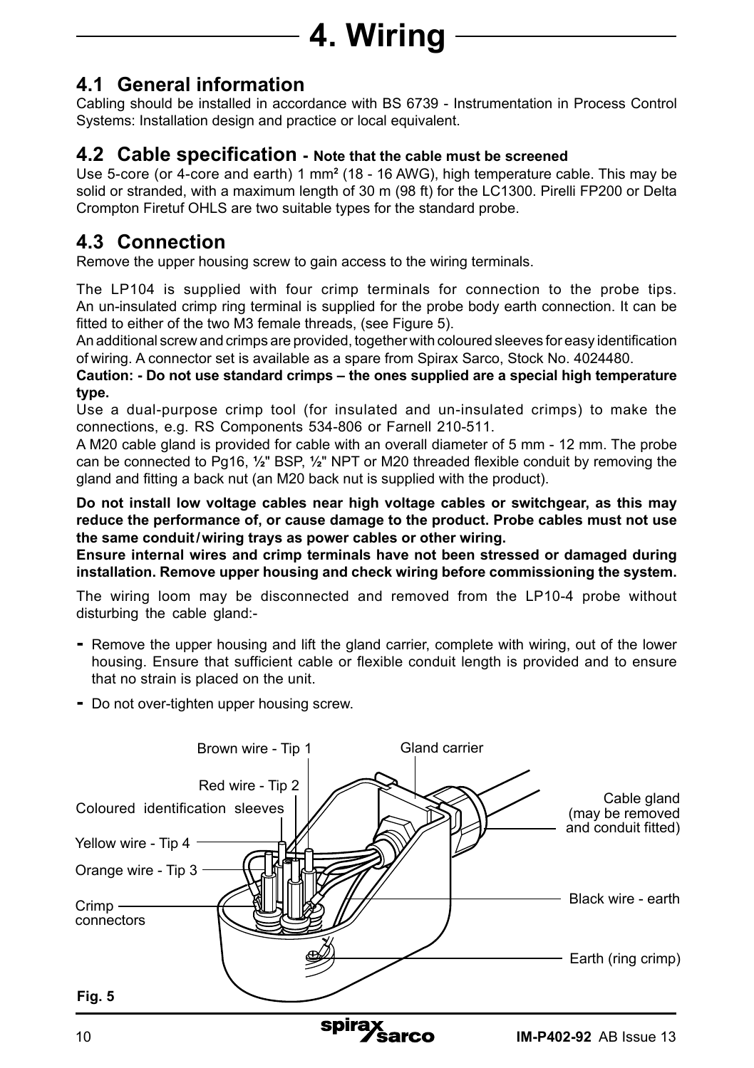# 4. Wiring

## 4.1 General information

Cabling should be installed in accordance with BS 6739 - Instrumentation in Process Control Systems: Installation design and practice or local equivalent.

## 4.2 Cable specification - **Note that the cable must be screened**

Use 5-core (or 4-core and earth) 1 mm² (18 - 16 AWG), high temperature cable. This may be solid or stranded, with a maximum length of 30 m (98 ft) for the LC1300. Pirelli FP200 or Delta Crompton Firetuf OHLS are two suitable types for the standard probe.

## 4.3 Connection

Remove the upper housing screw to gain access to the wiring terminals.

The LP104 is supplied with four crimp terminals for connection to the probe tips. An un-insulated crimp ring terminal is supplied for the probe body earth connection. It can be fitted to either of the two M3 female threads, (see Figure 5).

An additional screw and crimps are provided, together with coloured sleeves for easy identification of wiring. A connector set is available as a spare from Spirax Sarco, Stock No. 4024480.

**Caution: - Do not use standard crimps – the ones supplied are a special high temperature type.**

Use a dual-purpose crimp tool (for insulated and un-insulated crimps) to make the connections, e.g. RS Components 534-806 or Farnell 210-511.

A M20 cable gland is provided for cable with an overall diameter of 5 mm - 12 mm. The probe can be connected to Pg16, ½" BSP, ½" NPT or M20 threaded flexible conduit by removing the gland and fitting a back nut (an M20 back nut is supplied with the product).

**Do not install low voltage cables near high voltage cables or switchgear, as this may reduce the performance of, or cause damage to the product. Probe cables must not use the same conduit / wiring trays as power cables or other wiring.**

**Ensure internal wires and crimp terminals have not been stressed or damaged during installation. Remove upper housing and check wiring before commissioning the system.**

The wiring loom may be disconnected and removed from the LP10-4 probe without disturbing the cable gland:-

- Remove the upper housing and lift the gland carrier, complete with wiring, out of the lower housing. Ensure that sufficient cable or flexible conduit length is provided and to ensure that no strain is placed on the unit.
- Do not over-tighten upper housing screw.

Brown wire - Tip 1

Red wire - Tip 2

Coloured identification sleeves

Yellow wire - Tip 4

Orange wire - Tip 3

Crimp connectors

Gland carrier

Cable gland (may be removed and conduit fitted)

Black wire - earth

Earth (ring crimp)

**Fig. 5**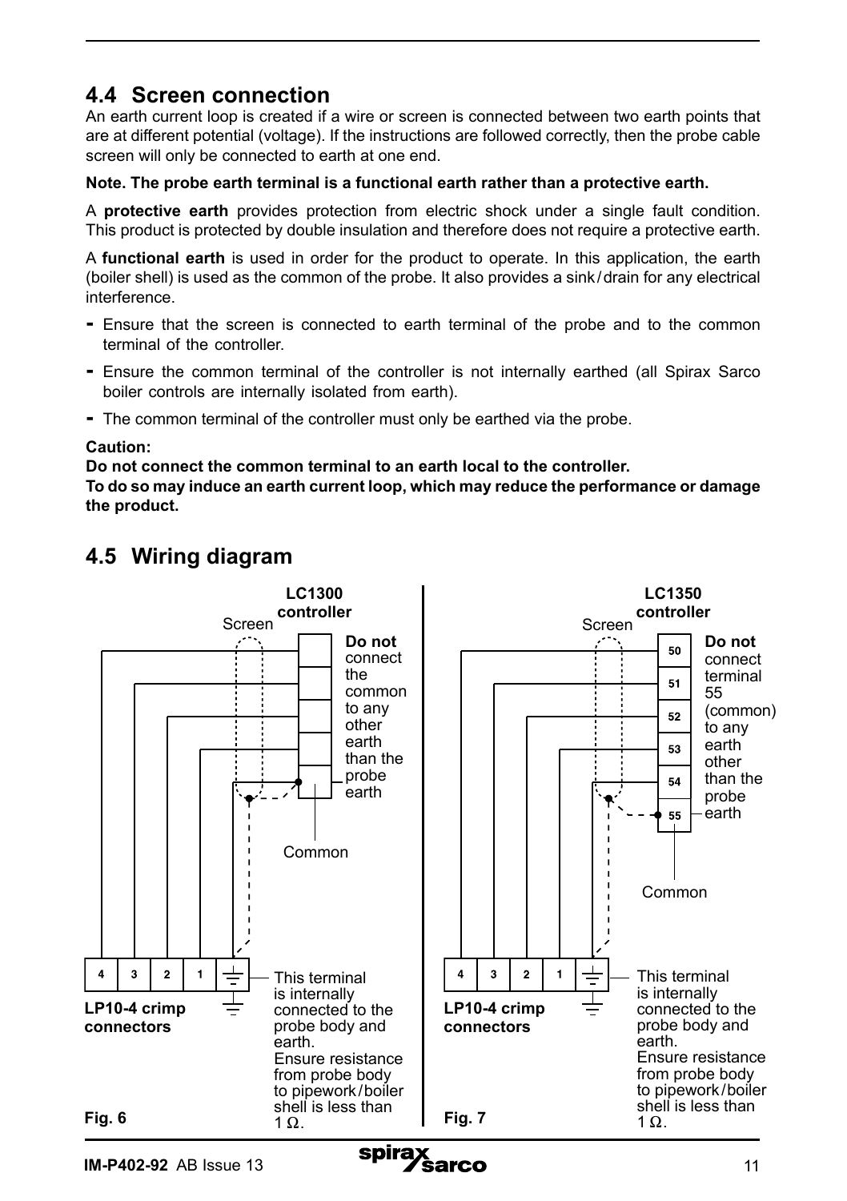## 4.4 Screen connection

An earth current loop is created if a wire or screen is connected between two earth points that are at different potential (voltage). If the instructions are followed correctly, then the probe cable screen will only be connected to earth at one end.

**Note. The probe earth terminal is a functional earth rather than a protective earth.**

A **protective earth** provides protection from electric shock under a single fault condition. This product is protected by double insulation and therefore does not require a protective earth.

A **functional earth** is used in order for the product to operate. In this application, the earth (boiler shell) is used as the common of the probe. It also provides a sink / drain for any electrical interference.

- Ensure that the screen is connected to earth terminal of the probe and to the common terminal of the controller.
- Ensure the common terminal of the controller is not internally earthed (all Spirax Sarco boiler controls are internally isolated from earth).
- The common terminal of the controller must only be earthed via the probe.

**Caution:**
**Do not connect the common terminal to an earth local to the controller.**
**To do so may induce an earth current loop, which may reduce the performance or damage the product.**

## 4.5 Wiring diagram

LC1300 controller

Screen

**Do not** connect the common to any other earth than the probe earth

Common

4 3 2 1

LP10-4 crimp connectors

This terminal is internally connected to the probe body and earth. Ensure resistance from probe body to pipework / boiler shell is less than 1 Ω.

Fig. 6

LC1350 controller

Screen

50 51 52 53 54 55

**Do not** connect terminal 55 (common) to any earth other than the probe earth

Common

4 3 2 1

LP10-4 crimp connectors

This terminal is internally connected to the probe body and earth. Ensure resistance from probe body to pipework / boiler shell is less than 1 Ω.

Fig. 7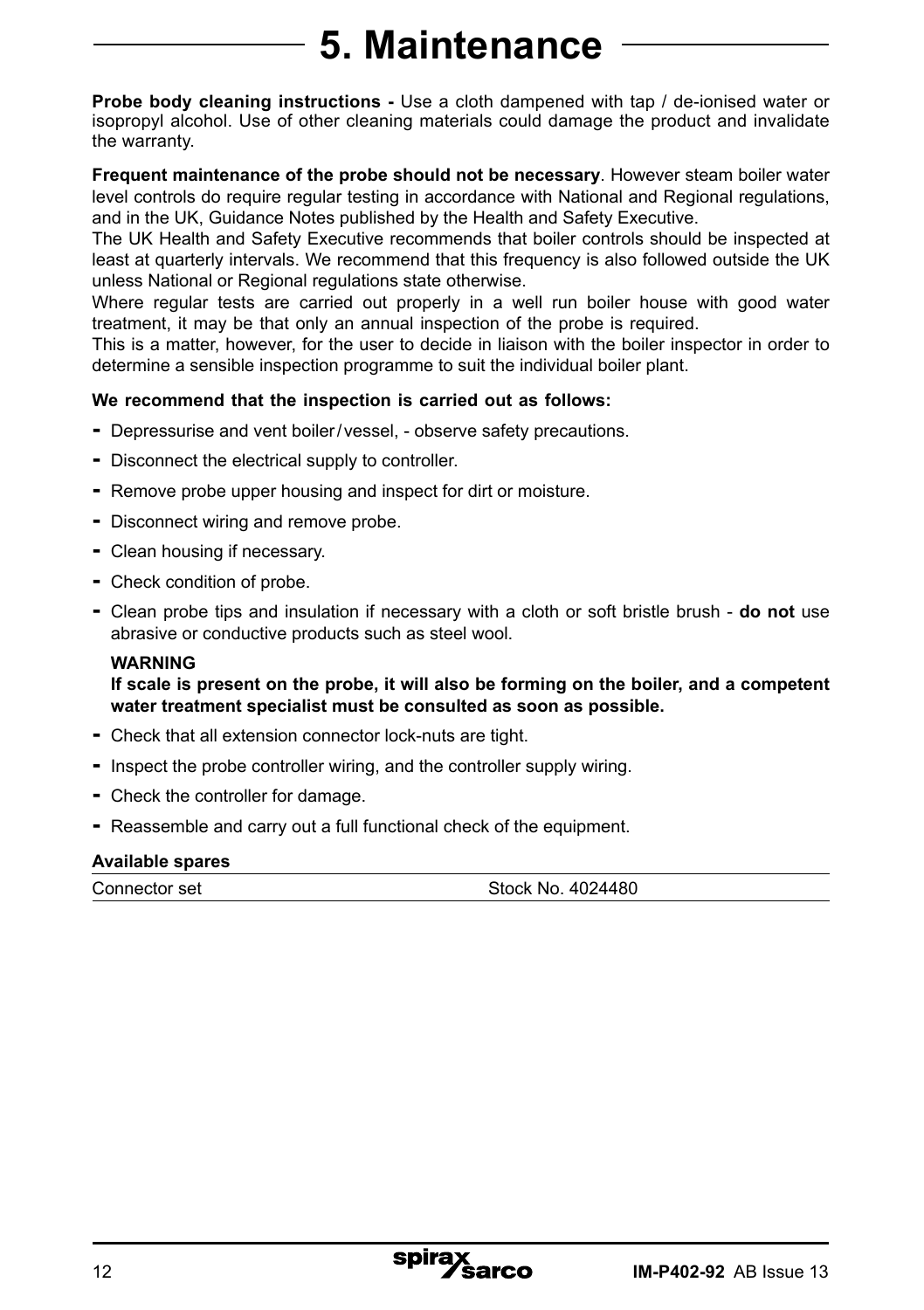# 5. Maintenance

**Probe body cleaning instructions -** Use a cloth dampened with tap / de-ionised water or isopropyl alcohol. Use of other cleaning materials could damage the product and invalidate the warranty.

**Frequent maintenance of the probe should not be necessary**. However steam boiler water level controls do require regular testing in accordance with National and Regional regulations, and in the UK, Guidance Notes published by the Health and Safety Executive.

The UK Health and Safety Executive recommends that boiler controls should be inspected at least at quarterly intervals. We recommend that this frequency is also followed outside the UK unless National or Regional regulations state otherwise.

Where regular tests are carried out properly in a well run boiler house with good water treatment, it may be that only an annual inspection of the probe is required.

This is a matter, however, for the user to decide in liaison with the boiler inspector in order to determine a sensible inspection programme to suit the individual boiler plant.

**We recommend that the inspection is carried out as follows:**

- Depressurise and vent boiler/vessel, - observe safety precautions.
- Disconnect the electrical supply to controller.
- Remove probe upper housing and inspect for dirt or moisture.
- Disconnect wiring and remove probe.
- Clean housing if necessary.
- Check condition of probe.
- Clean probe tips and insulation if necessary with a cloth or soft bristle brush - **do not** use abrasive or conductive products such as steel wool.

**WARNING**
**If scale is present on the probe, it will also be forming on the boiler, and a competent water treatment specialist must be consulted as soon as possible.**

- Check that all extension connector lock-nuts are tight.
- Inspect the probe controller wiring, and the controller supply wiring.
- Check the controller for damage.
- Reassemble and carry out a full functional check of the equipment.

**Available spares**

| | |
|---|---|
| Connector set | Stock No. 4024480 |